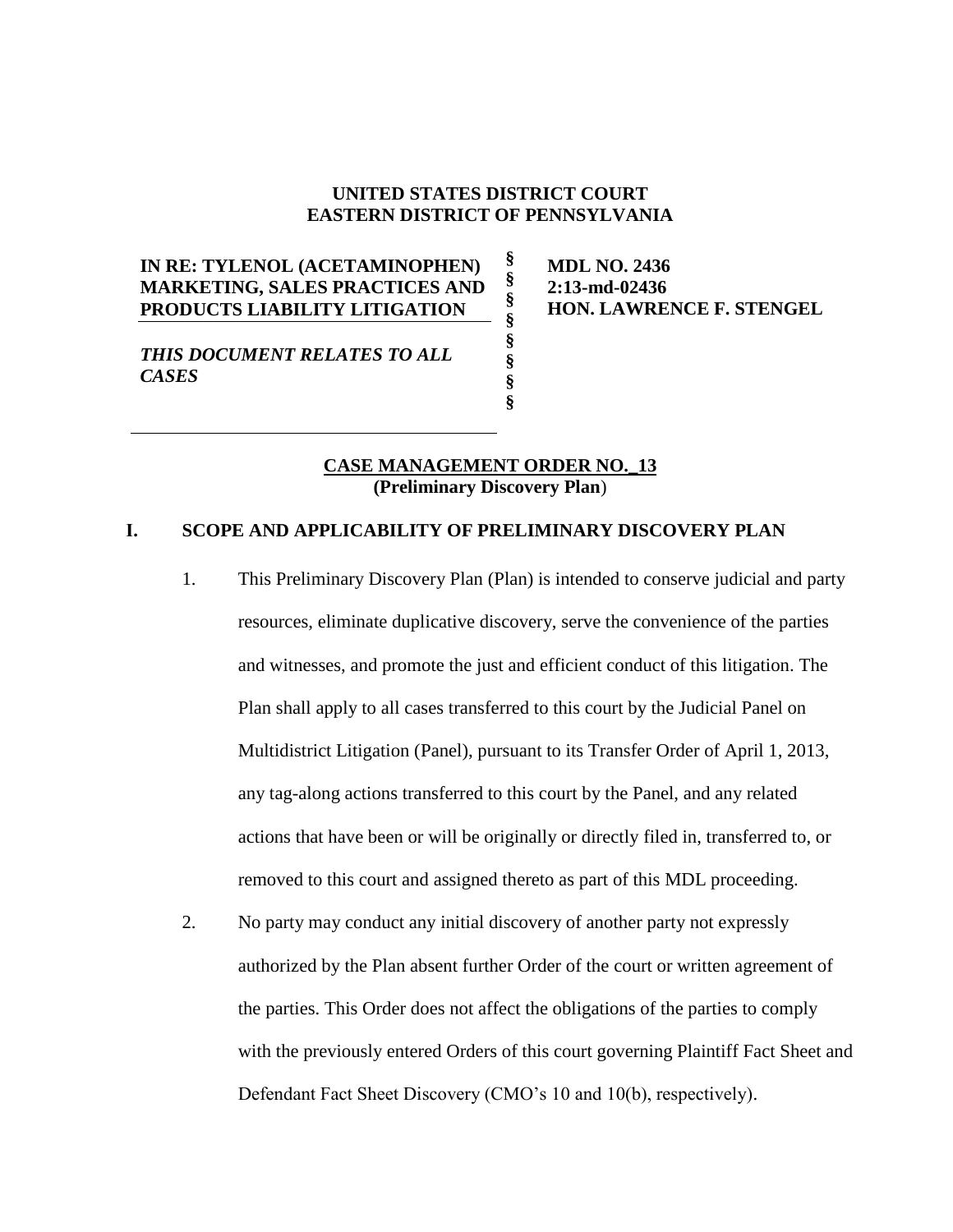**UNITED STATES DISTRICT COURT**
**EASTERN DISTRICT OF PENNSYLVANIA**

| | | |
|---|---|---|
| **IN RE: TYLENOL (ACETAMINOPHEN) MARKETING, SALES PRACTICES AND PRODUCTS LIABILITY LITIGATION** | § § § § | **MDL NO. 2436** **2:13-md-02436** **HON. LAWRENCE F. STENGEL** |
| ***THIS DOCUMENT RELATES TO ALL CASES*** | § § § § | |

**CASE MANAGEMENT ORDER NO._13**
**(Preliminary Discovery Plan)**

## I. SCOPE AND APPLICABILITY OF PRELIMINARY DISCOVERY PLAN

1. This Preliminary Discovery Plan (Plan) is intended to conserve judicial and party resources, eliminate duplicative discovery, serve the convenience of the parties and witnesses, and promote the just and efficient conduct of this litigation. The Plan shall apply to all cases transferred to this court by the Judicial Panel on Multidistrict Litigation (Panel), pursuant to its Transfer Order of April 1, 2013, any tag-along actions transferred to this court by the Panel, and any related actions that have been or will be originally or directly filed in, transferred to, or removed to this court and assigned thereto as part of this MDL proceeding.

2. No party may conduct any initial discovery of another party not expressly authorized by the Plan absent further Order of the court or written agreement of the parties. This Order does not affect the obligations of the parties to comply with the previously entered Orders of this court governing Plaintiff Fact Sheet and Defendant Fact Sheet Discovery (CMO's 10 and 10(b), respectively).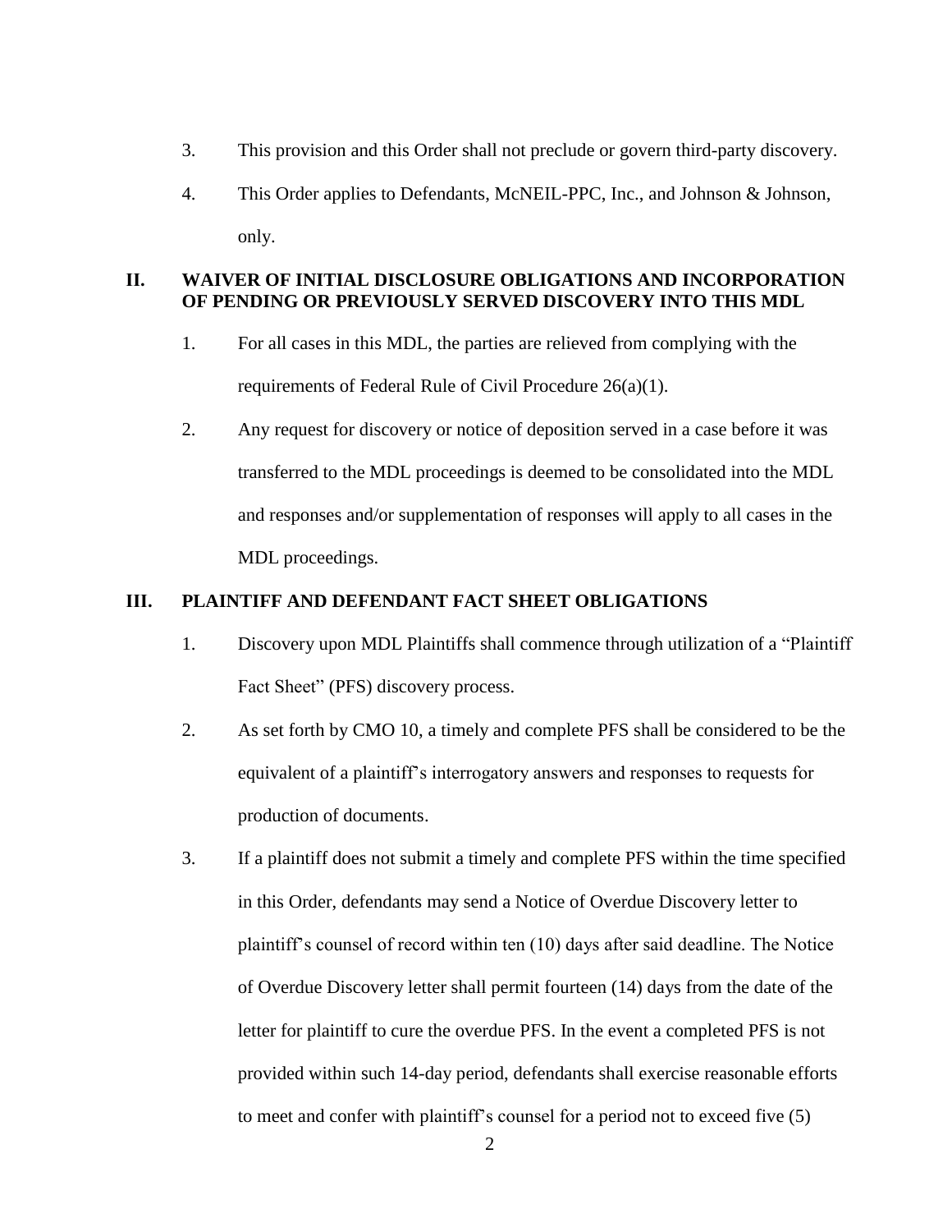3. This provision and this Order shall not preclude or govern third-party discovery.

4. This Order applies to Defendants, McNEIL-PPC, Inc., and Johnson & Johnson, only.

## II. WAIVER OF INITIAL DISCLOSURE OBLIGATIONS AND INCORPORATION OF PENDING OR PREVIOUSLY SERVED DISCOVERY INTO THIS MDL

1. For all cases in this MDL, the parties are relieved from complying with the requirements of Federal Rule of Civil Procedure 26(a)(1).

2. Any request for discovery or notice of deposition served in a case before it was transferred to the MDL proceedings is deemed to be consolidated into the MDL and responses and/or supplementation of responses will apply to all cases in the MDL proceedings.

## III. PLAINTIFF AND DEFENDANT FACT SHEET OBLIGATIONS

1. Discovery upon MDL Plaintiffs shall commence through utilization of a "Plaintiff Fact Sheet" (PFS) discovery process.

2. As set forth by CMO 10, a timely and complete PFS shall be considered to be the equivalent of a plaintiff's interrogatory answers and responses to requests for production of documents.

3. If a plaintiff does not submit a timely and complete PFS within the time specified in this Order, defendants may send a Notice of Overdue Discovery letter to plaintiff's counsel of record within ten (10) days after said deadline. The Notice of Overdue Discovery letter shall permit fourteen (14) days from the date of the letter for plaintiff to cure the overdue PFS. In the event a completed PFS is not provided within such 14-day period, defendants shall exercise reasonable efforts to meet and confer with plaintiff's counsel for a period not to exceed five (5)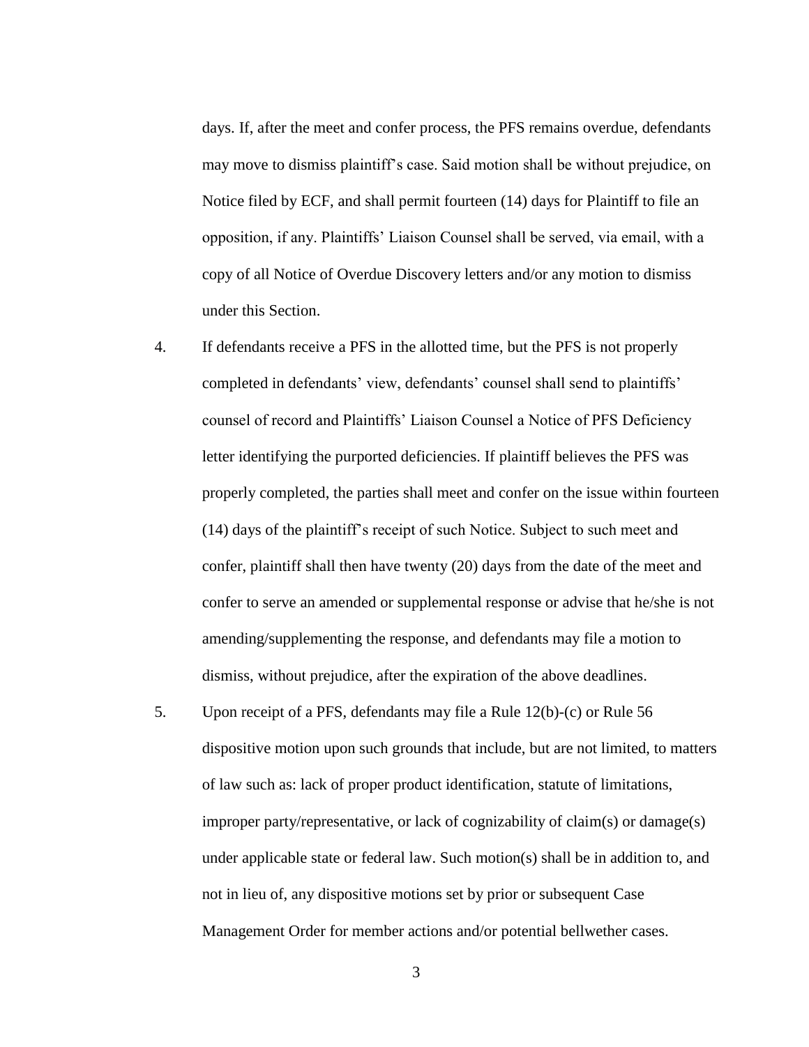days. If, after the meet and confer process, the PFS remains overdue, defendants may move to dismiss plaintiff's case. Said motion shall be without prejudice, on Notice filed by ECF, and shall permit fourteen (14) days for Plaintiff to file an opposition, if any. Plaintiffs' Liaison Counsel shall be served, via email, with a copy of all Notice of Overdue Discovery letters and/or any motion to dismiss under this Section.

4. If defendants receive a PFS in the allotted time, but the PFS is not properly completed in defendants' view, defendants' counsel shall send to plaintiffs' counsel of record and Plaintiffs' Liaison Counsel a Notice of PFS Deficiency letter identifying the purported deficiencies. If plaintiff believes the PFS was properly completed, the parties shall meet and confer on the issue within fourteen (14) days of the plaintiff's receipt of such Notice. Subject to such meet and confer, plaintiff shall then have twenty (20) days from the date of the meet and confer to serve an amended or supplemental response or advise that he/she is not amending/supplementing the response, and defendants may file a motion to dismiss, without prejudice, after the expiration of the above deadlines.

5. Upon receipt of a PFS, defendants may file a Rule 12(b)-(c) or Rule 56 dispositive motion upon such grounds that include, but are not limited, to matters of law such as: lack of proper product identification, statute of limitations, improper party/representative, or lack of cognizability of claim(s) or damage(s) under applicable state or federal law. Such motion(s) shall be in addition to, and not in lieu of, any dispositive motions set by prior or subsequent Case Management Order for member actions and/or potential bellwether cases.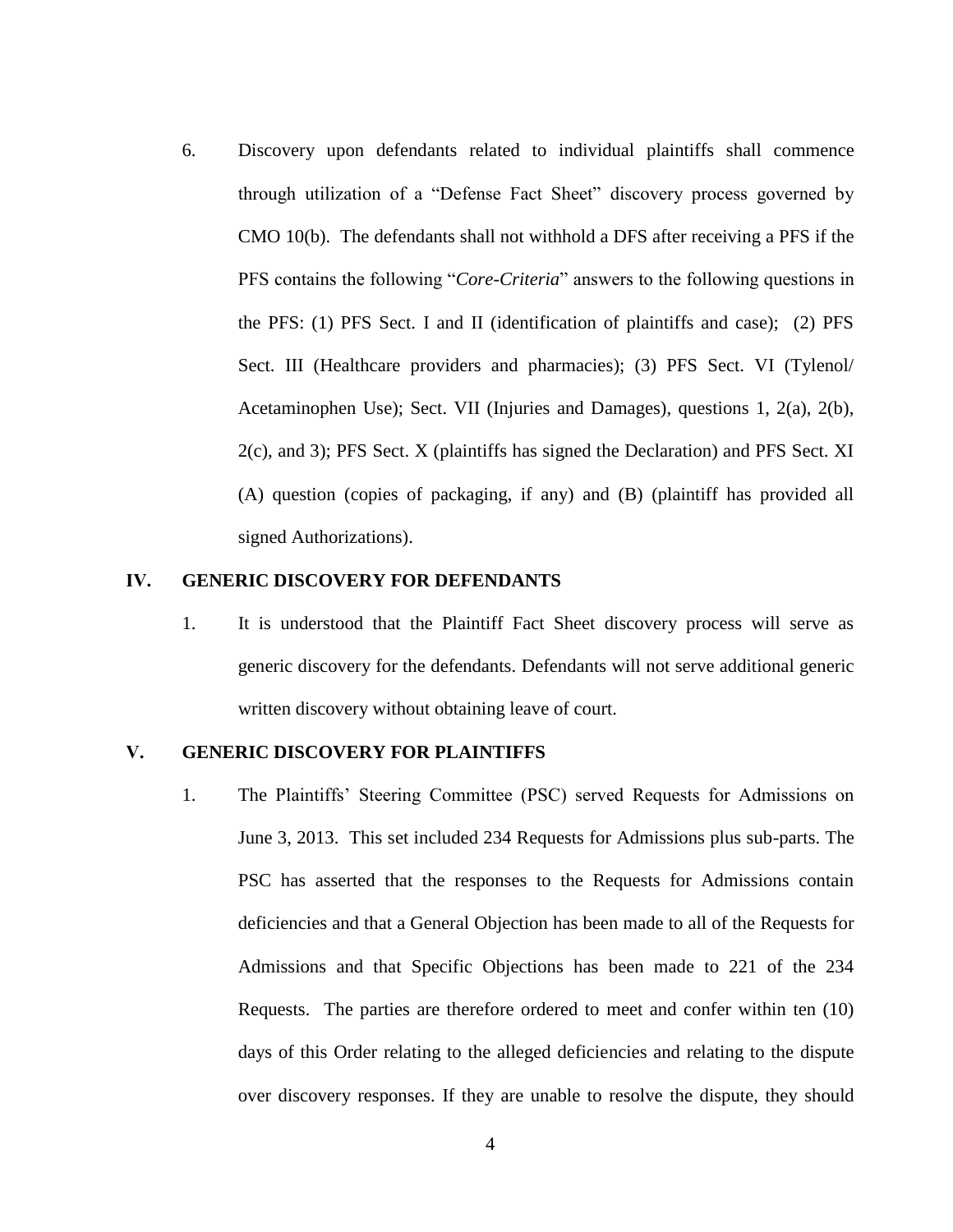6. Discovery upon defendants related to individual plaintiffs shall commence through utilization of a "Defense Fact Sheet" discovery process governed by CMO 10(b). The defendants shall not withhold a DFS after receiving a PFS if the PFS contains the following "*Core-Criteria*" answers to the following questions in the PFS: (1) PFS Sect. I and II (identification of plaintiffs and case); (2) PFS Sect. III (Healthcare providers and pharmacies); (3) PFS Sect. VI (Tylenol/ Acetaminophen Use); Sect. VII (Injuries and Damages), questions 1, 2(a), 2(b), 2(c), and 3); PFS Sect. X (plaintiffs has signed the Declaration) and PFS Sect. XI (A) question (copies of packaging, if any) and (B) (plaintiff has provided all signed Authorizations).

## IV. GENERIC DISCOVERY FOR DEFENDANTS

1. It is understood that the Plaintiff Fact Sheet discovery process will serve as generic discovery for the defendants. Defendants will not serve additional generic written discovery without obtaining leave of court.

## V. GENERIC DISCOVERY FOR PLAINTIFFS

1. The Plaintiffs' Steering Committee (PSC) served Requests for Admissions on June 3, 2013. This set included 234 Requests for Admissions plus sub-parts. The PSC has asserted that the responses to the Requests for Admissions contain deficiencies and that a General Objection has been made to all of the Requests for Admissions and that Specific Objections has been made to 221 of the 234 Requests. The parties are therefore ordered to meet and confer within ten (10) days of this Order relating to the alleged deficiencies and relating to the dispute over discovery responses. If they are unable to resolve the dispute, they should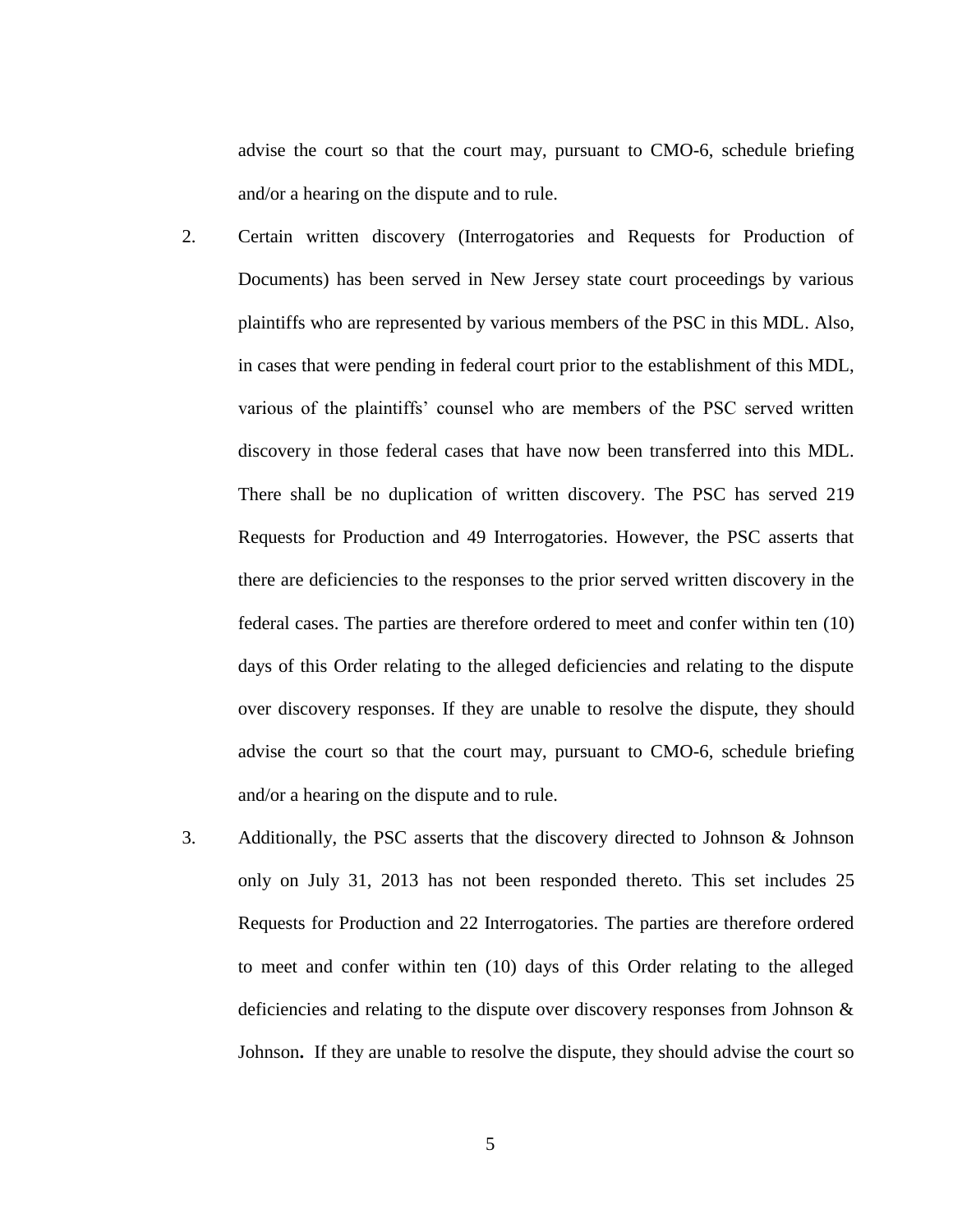advise the court so that the court may, pursuant to CMO-6, schedule briefing and/or a hearing on the dispute and to rule.

2. Certain written discovery (Interrogatories and Requests for Production of Documents) has been served in New Jersey state court proceedings by various plaintiffs who are represented by various members of the PSC in this MDL. Also, in cases that were pending in federal court prior to the establishment of this MDL, various of the plaintiffs' counsel who are members of the PSC served written discovery in those federal cases that have now been transferred into this MDL. There shall be no duplication of written discovery. The PSC has served 219 Requests for Production and 49 Interrogatories. However, the PSC asserts that there are deficiencies to the responses to the prior served written discovery in the federal cases. The parties are therefore ordered to meet and confer within ten (10) days of this Order relating to the alleged deficiencies and relating to the dispute over discovery responses. If they are unable to resolve the dispute, they should advise the court so that the court may, pursuant to CMO-6, schedule briefing and/or a hearing on the dispute and to rule.

3. Additionally, the PSC asserts that the discovery directed to Johnson & Johnson only on July 31, 2013 has not been responded thereto. This set includes 25 Requests for Production and 22 Interrogatories. The parties are therefore ordered to meet and confer within ten (10) days of this Order relating to the alleged deficiencies and relating to the dispute over discovery responses from Johnson & Johnson**.** If they are unable to resolve the dispute, they should advise the court so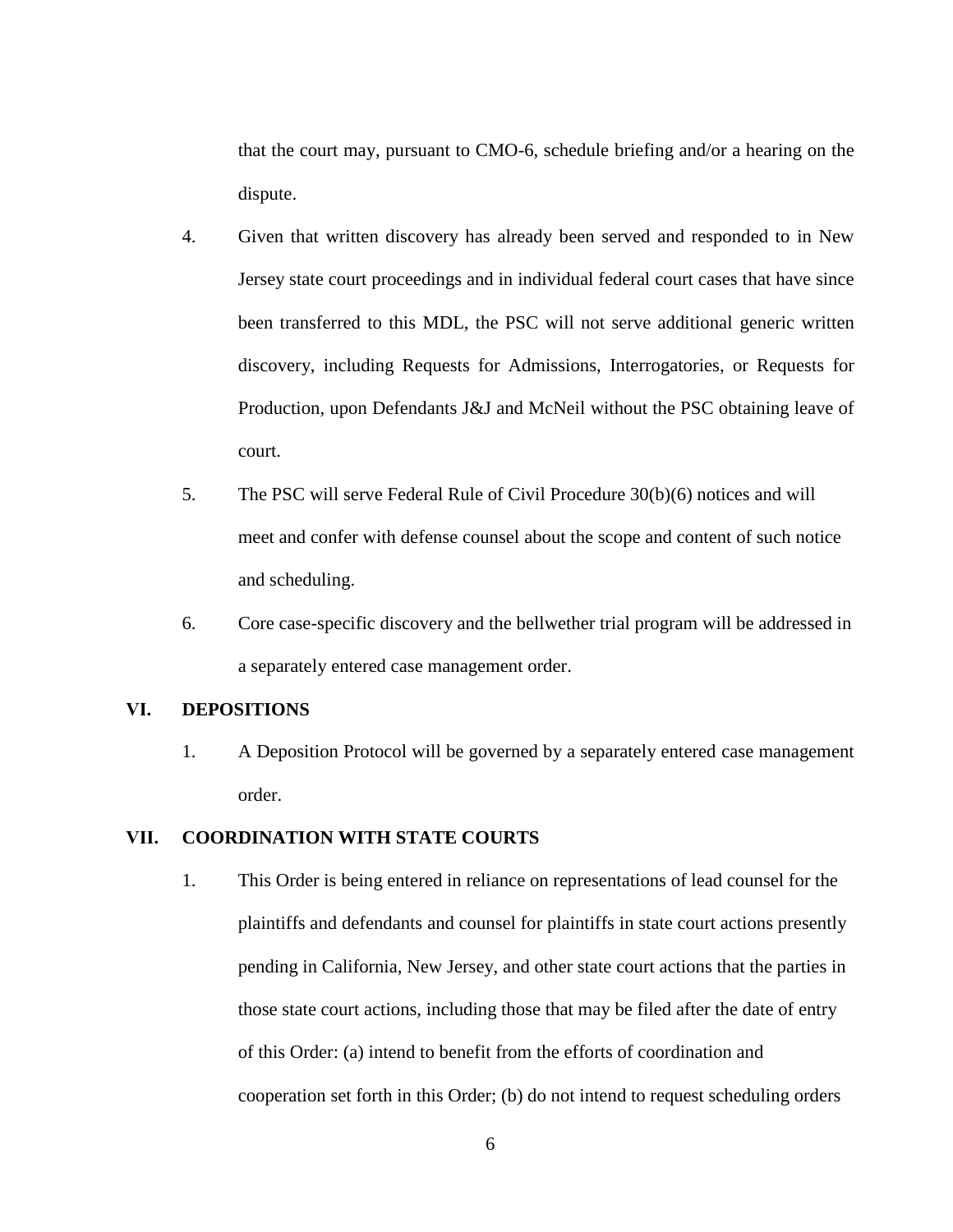that the court may, pursuant to CMO-6, schedule briefing and/or a hearing on the dispute.

4. Given that written discovery has already been served and responded to in New Jersey state court proceedings and in individual federal court cases that have since been transferred to this MDL, the PSC will not serve additional generic written discovery, including Requests for Admissions, Interrogatories, or Requests for Production, upon Defendants J&J and McNeil without the PSC obtaining leave of court.

5. The PSC will serve Federal Rule of Civil Procedure 30(b)(6) notices and will meet and confer with defense counsel about the scope and content of such notice and scheduling.

6. Core case-specific discovery and the bellwether trial program will be addressed in a separately entered case management order.

## VI. DEPOSITIONS

1. A Deposition Protocol will be governed by a separately entered case management order.

## VII. COORDINATION WITH STATE COURTS

1. This Order is being entered in reliance on representations of lead counsel for the plaintiffs and defendants and counsel for plaintiffs in state court actions presently pending in California, New Jersey, and other state court actions that the parties in those state court actions, including those that may be filed after the date of entry of this Order: (a) intend to benefit from the efforts of coordination and cooperation set forth in this Order; (b) do not intend to request scheduling orders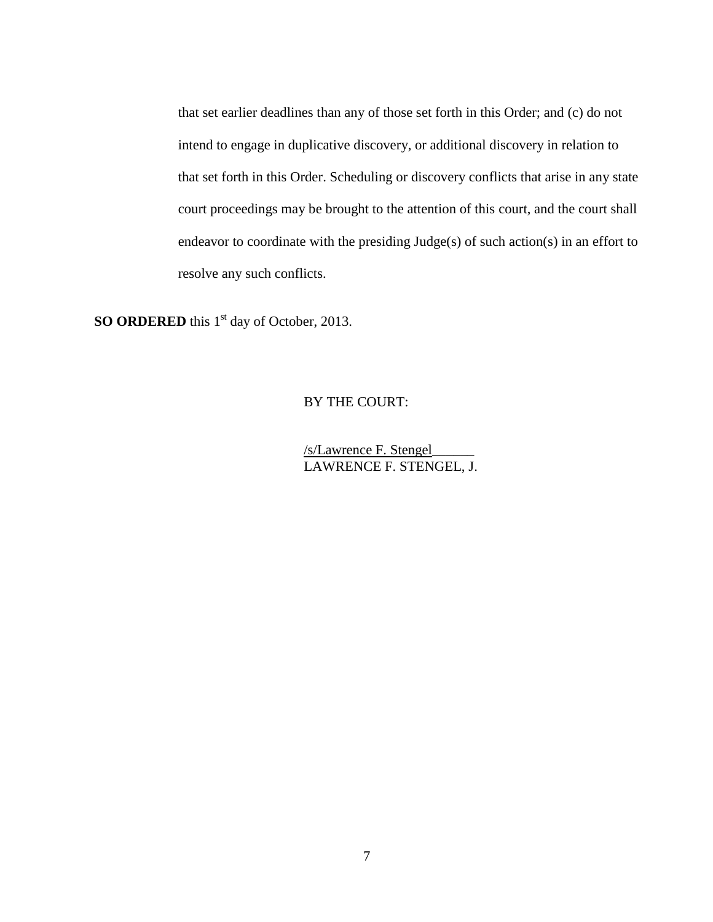that set earlier deadlines than any of those set forth in this Order; and (c) do not intend to engage in duplicative discovery, or additional discovery in relation to that set forth in this Order. Scheduling or discovery conflicts that arise in any state court proceedings may be brought to the attention of this court, and the court shall endeavor to coordinate with the presiding Judge(s) of such action(s) in an effort to resolve any such conflicts.

**SO ORDERED** this 1st day of October, 2013.

BY THE COURT:

/s/Lawrence F. Stengel______
LAWRENCE F. STENGEL, J.